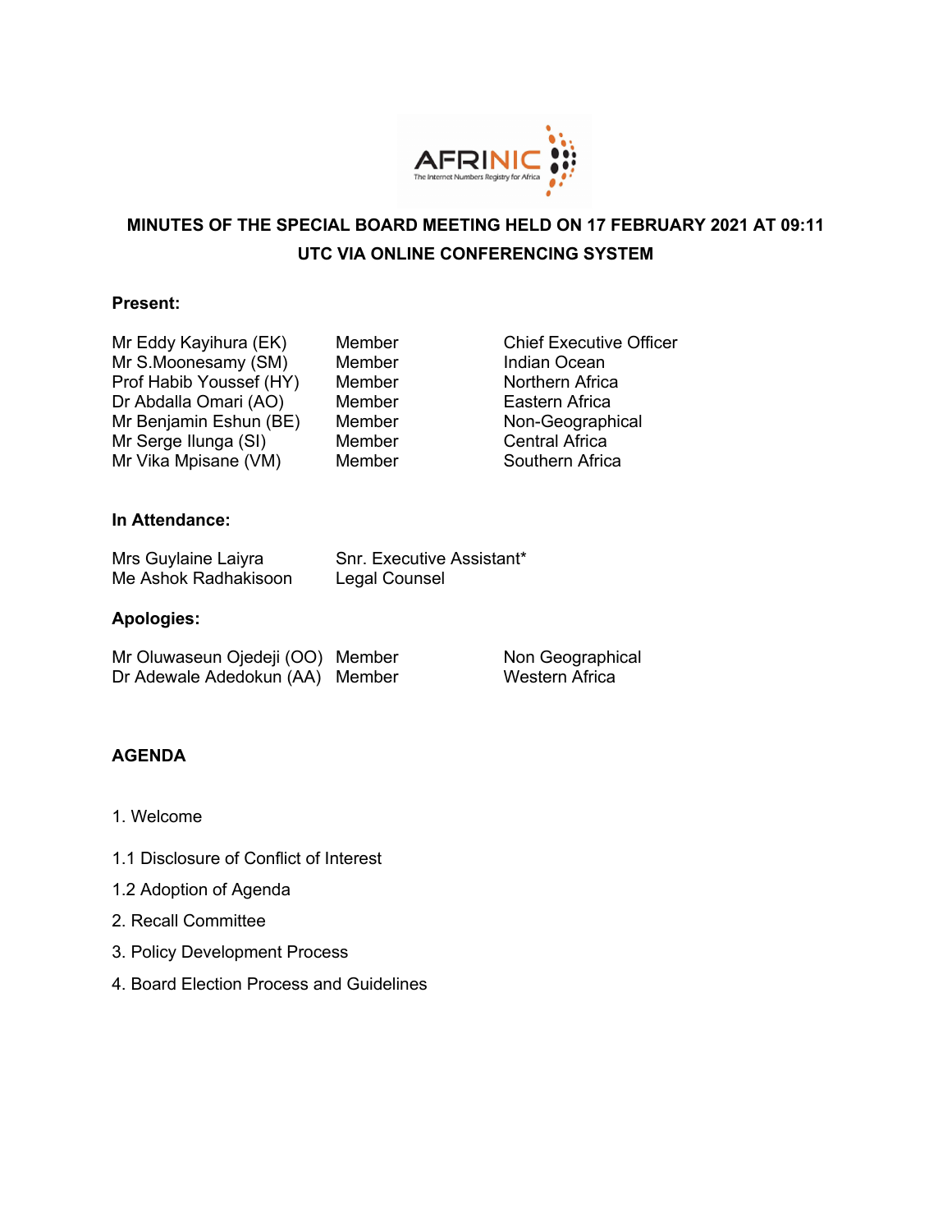# MINUTES OF THE SPECIAL BOARD MEETING HELD ON 17 FEBRUARY 2021 AT 09:11 UTC VIA ONLINE CONFERENCING SYSTEM

**Present:**

| | | |
|---|---|---|
| Mr Eddy Kayihura (EK) | Member | Chief Executive Officer |
| Mr S.Moonesamy (SM) | Member | Indian Ocean |
| Prof Habib Youssef (HY) | Member | Northern Africa |
| Dr Abdalla Omari (AO) | Member | Eastern Africa |
| Mr Benjamin Eshun (BE) | Member | Non-Geographical |
| Mr Serge Ilunga (SI) | Member | Central Africa |
| Mr Vika Mpisane (VM) | Member | Southern Africa |

**In Attendance:**

| | |
|---|---|
| Mrs Guylaine Laiyra | Snr. Executive Assistant* |
| Me Ashok Radhakisoon | Legal Counsel |

**Apologies:**

| | | |
|---|---|---|
| Mr Oluwaseun Ojedeji (OO) | Member | Non Geographical |
| Dr Adewale Adedokun (AA) | Member | Western Africa |

**AGENDA**

1. Welcome

1.1 Disclosure of Conflict of Interest

1.2 Adoption of Agenda

2. Recall Committee

3. Policy Development Process

4. Board Election Process and Guidelines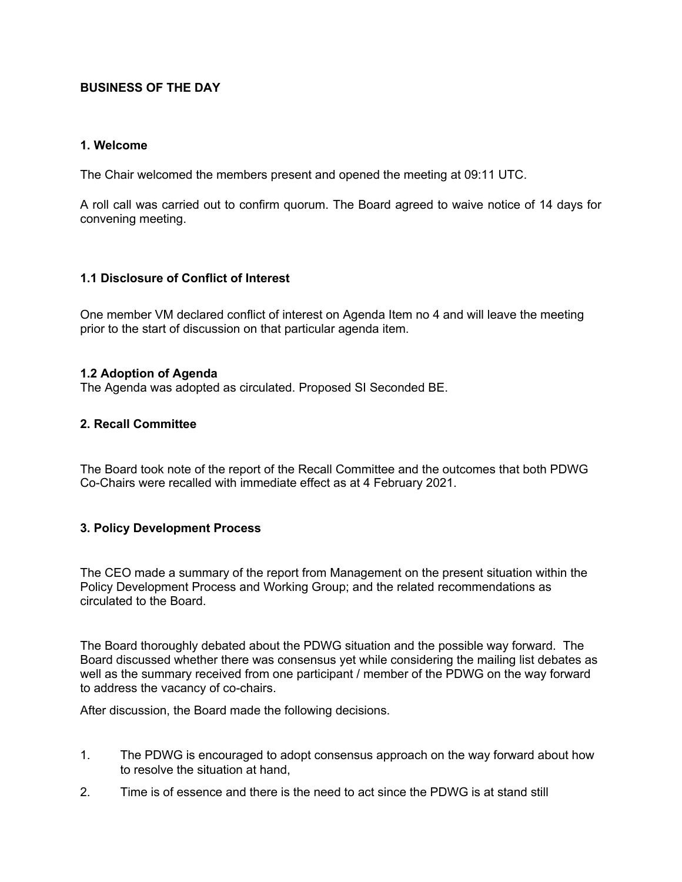## BUSINESS OF THE DAY

### 1. Welcome

The Chair welcomed the members present and opened the meeting at 09:11 UTC.

A roll call was carried out to confirm quorum. The Board agreed to waive notice of 14 days for convening meeting.

### 1.1 Disclosure of Conflict of Interest

One member VM declared conflict of interest on Agenda Item no 4 and will leave the meeting prior to the start of discussion on that particular agenda item.

### 1.2 Adoption of Agenda

The Agenda was adopted as circulated. Proposed SI Seconded BE.

### 2. Recall Committee

The Board took note of the report of the Recall Committee and the outcomes that both PDWG Co-Chairs were recalled with immediate effect as at 4 February 2021.

### 3. Policy Development Process

The CEO made a summary of the report from Management on the present situation within the Policy Development Process and Working Group; and the related recommendations as circulated to the Board.

The Board thoroughly debated about the PDWG situation and the possible way forward. The Board discussed whether there was consensus yet while considering the mailing list debates as well as the summary received from one participant / member of the PDWG on the way forward to address the vacancy of co-chairs.

After discussion, the Board made the following decisions.

1. The PDWG is encouraged to adopt consensus approach on the way forward about how to resolve the situation at hand,
2. Time is of essence and there is the need to act since the PDWG is at stand still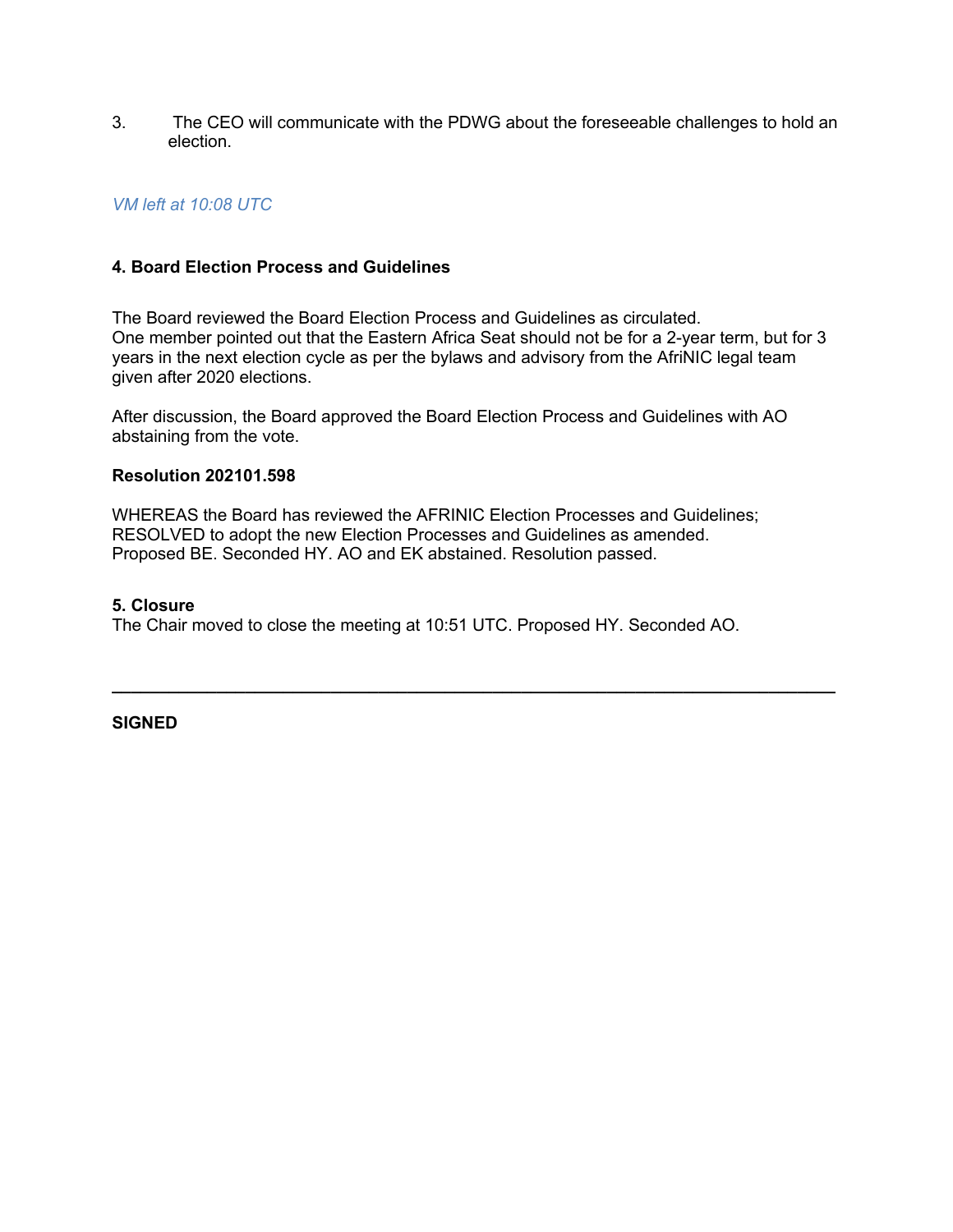3. The CEO will communicate with the PDWG about the foreseeable challenges to hold an election.

*VM left at 10:08 UTC*

**4. Board Election Process and Guidelines**

The Board reviewed the Board Election Process and Guidelines as circulated.
One member pointed out that the Eastern Africa Seat should not be for a 2-year term, but for 3 years in the next election cycle as per the bylaws and advisory from the AfriNIC legal team given after 2020 elections.

After discussion, the Board approved the Board Election Process and Guidelines with AO abstaining from the vote.

**Resolution 202101.598**

WHEREAS the Board has reviewed the AFRINIC Election Processes and Guidelines;
RESOLVED to adopt the new Election Processes and Guidelines as amended.
Proposed BE. Seconded HY. AO and EK abstained. Resolution passed.

**5. Closure**
The Chair moved to close the meeting at 10:51 UTC. Proposed HY. Seconded AO.

---

**SIGNED**